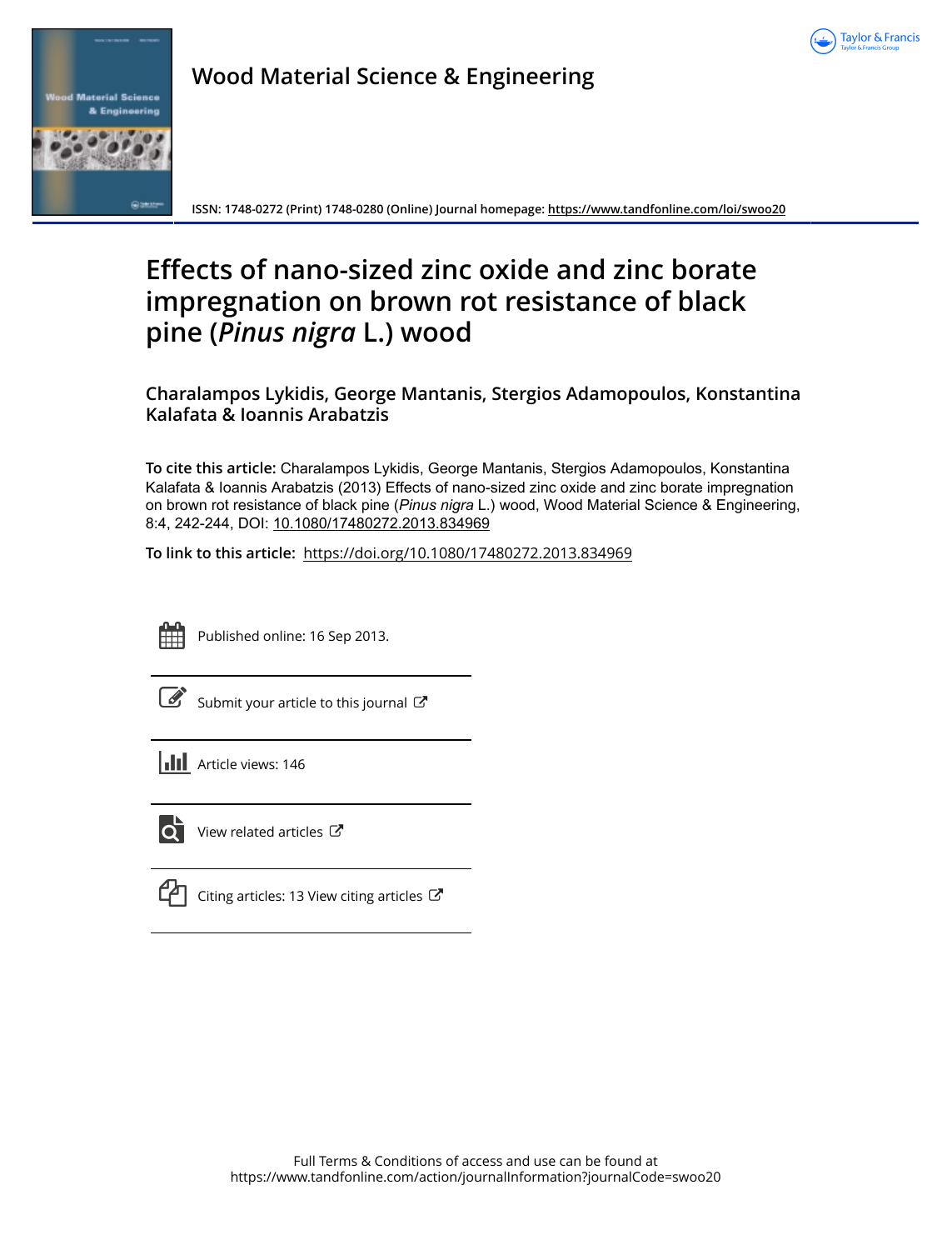Wood Material Science & Engineering

ISSN: 1748-0272 (Print) 1748-0280 (Online) Journal homepage: https://www.tandfonline.com/loi/swoo20

# Effects of nano-sized zinc oxide and zinc borate impregnation on brown rot resistance of black pine (*Pinus nigra* L.) wood

**Charalampos Lykidis, George Mantanis, Stergios Adamopoulos, Konstantina Kalafata & Ioannis Arabatzis**

**To cite this article:** Charalampos Lykidis, George Mantanis, Stergios Adamopoulos, Konstantina Kalafata & Ioannis Arabatzis (2013) Effects of nano-sized zinc oxide and zinc borate impregnation on brown rot resistance of black pine (*Pinus nigra* L.) wood, Wood Material Science & Engineering, 8:4, 242-244, DOI: 10.1080/17480272.2013.834969

**To link to this article:** https://doi.org/10.1080/17480272.2013.834969

Published online: 16 Sep 2013.

Submit your article to this journal

Article views: 146

View related articles

Citing articles: 13 View citing articles

Full Terms & Conditions of access and use can be found at https://www.tandfonline.com/action/journalInformation?journalCode=swoo20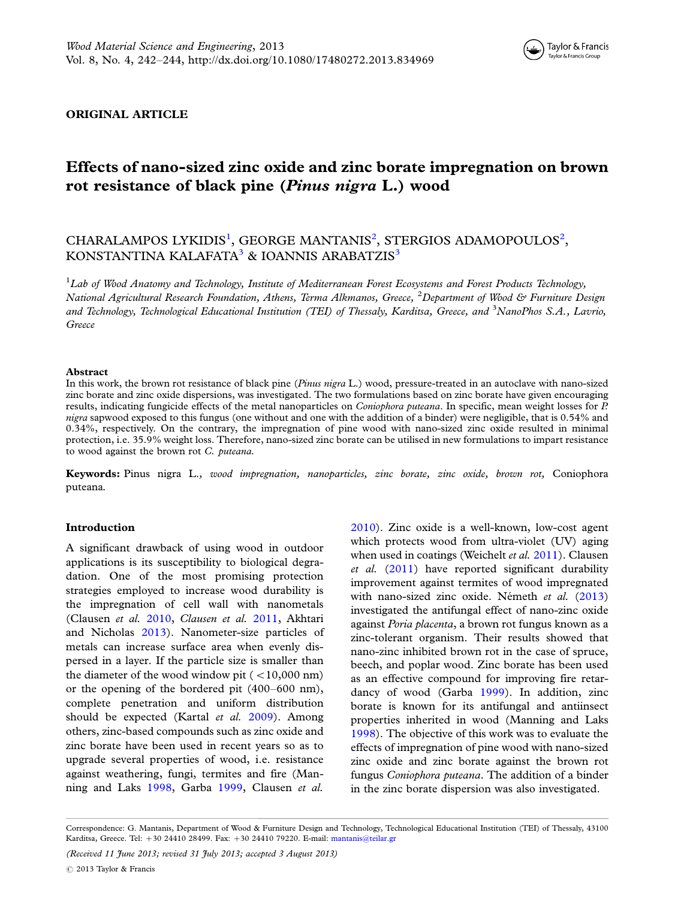ORIGINAL ARTICLE

# Effects of nano-sized zinc oxide and zinc borate impregnation on brown rot resistance of black pine (*Pinus nigra* L.) wood

CHARALAMPOS LYKIDIS[1], GEORGE MANTANIS[2], STERGIOS ADAMOPOULOS[2], KONSTANTINA KALAFATA[3] & IOANNIS ARABATZIS[3]

[1]*Lab of Wood Anatomy and Technology, Institute of Mediterranean Forest Ecosystems and Forest Products Technology, National Agricultural Research Foundation, Athens, Terma Alkmanos, Greece,* [2]*Department of Wood & Furniture Design and Technology, Technological Educational Institution (TEI) of Thessaly, Karditsa, Greece, and* [3]*NanoPhos S.A., Lavrio, Greece*

## Abstract

In this work, the brown rot resistance of black pine (*Pinus nigra* L.) wood, pressure-treated in an autoclave with nano-sized zinc borate and zinc oxide dispersions, was investigated. The two formulations based on zinc borate have given encouraging results, indicating fungicide effects of the metal nanoparticles on *Coniophora puteana*. In specific, mean weight losses for *P. nigra* sapwood exposed to this fungus (one without and one with the addition of a binder) were negligible, that is 0.54% and 0.34%, respectively. On the contrary, the impregnation of pine wood with nano-sized zinc oxide resulted in minimal protection, i.e. 35.9% weight loss. Therefore, nano-sized zinc borate can be utilised in new formulations to impart resistance to wood against the brown rot *C. puteana*.

**Keywords:** Pinus nigra L., *wood impregnation, nanoparticles, zinc borate, zinc oxide, brown rot,* Coniophora puteana.

## Introduction

A significant drawback of using wood in outdoor applications is its susceptibility to biological degradation. One of the most promising protection strategies employed to increase wood durability is the impregnation of cell wall with nanometals (Clausen *et al.* 2010, *Clausen et al.* 2011, Akhtari and Nicholas 2013). Nanometer-size particles of metals can increase surface area when evenly dispersed in a layer. If the particle size is smaller than the diameter of the wood window pit (<10,000 nm) or the opening of the bordered pit (400–600 nm), complete penetration and uniform distribution should be expected (Kartal *et al.* 2009). Among others, zinc-based compounds such as zinc oxide and zinc borate have been used in recent years so as to upgrade several properties of wood, i.e. resistance against weathering, fungi, termites and fire (Manning and Laks 1998, Garba 1999, Clausen *et al.* 2010). Zinc oxide is a well-known, low-cost agent which protects wood from ultra-violet (UV) aging when used in coatings (Weichelt *et al.* 2011). Clausen *et al.* (2011) have reported significant durability improvement against termites of wood impregnated with nano-sized zinc oxide. Németh *et al.* (2013) investigated the antifungal effect of nano-zinc oxide against *Poria placenta*, a brown rot fungus known as a zinc-tolerant organism. Their results showed that nano-zinc inhibited brown rot in the case of spruce, beech, and poplar wood. Zinc borate has been used as an effective compound for improving fire retardancy of wood (Garba 1999). In addition, zinc borate is known for its antifungal and antiinsect properties inherited in wood (Manning and Laks 1998). The objective of this work was to evaluate the effects of impregnation of pine wood with nano-sized zinc oxide and zinc borate against the brown rot fungus *Coniophora puteana*. The addition of a binder in the zinc borate dispersion was also investigated.

Correspondence: G. Mantanis, Department of Wood & Furniture Design and Technology, Technological Educational Institution (TEI) of Thessaly, 43100 Karditsa, Greece. Tel: +30 24410 28499. Fax: +30 24410 79220. E-mail: mantanis@teilar.gr

*(Received 11 June 2013; revised 31 July 2013; accepted 3 August 2013)*

© 2013 Taylor & Francis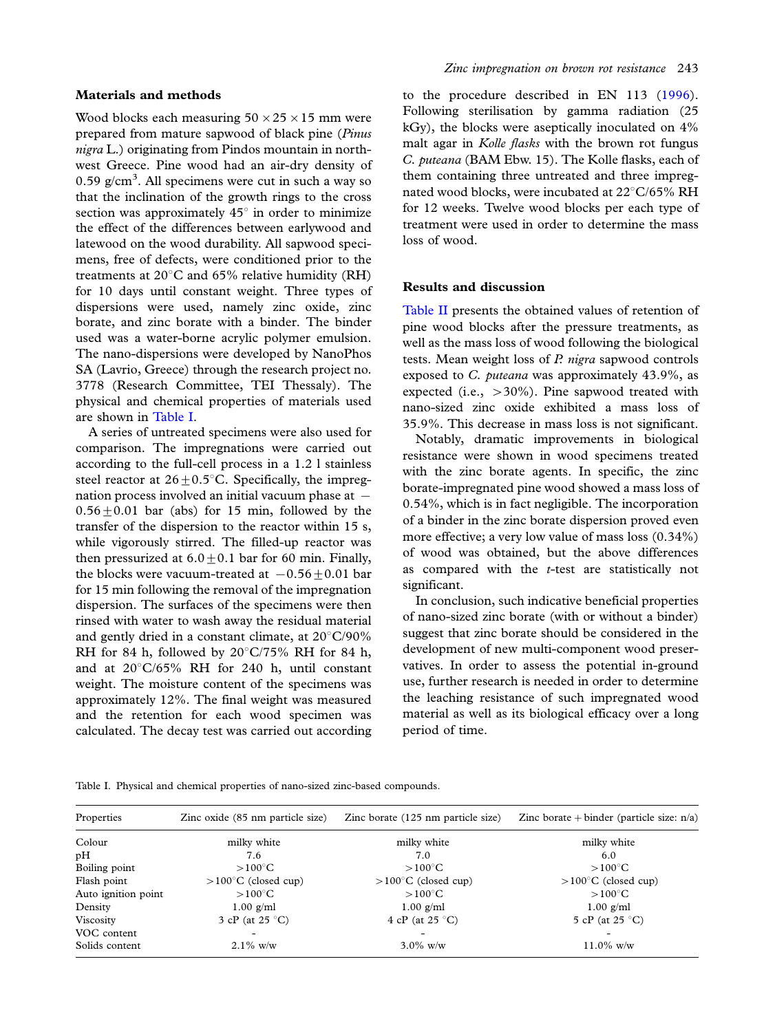## Materials and methods

Wood blocks each measuring $50 \times 25 \times 15$ mm were prepared from mature sapwood of black pine (*Pinus nigra* L.) originating from Pindos mountain in northwest Greece. Pine wood had an air-dry density of 0.59 g/cm$^3$. All specimens were cut in such a way so that the inclination of the growth rings to the cross section was approximately 45° in order to minimize the effect of the differences between earlywood and latewood on the wood durability. All sapwood specimens, free of defects, were conditioned prior to the treatments at 20°C and 65% relative humidity (RH) for 10 days until constant weight. Three types of dispersions were used, namely zinc oxide, zinc borate, and zinc borate with a binder. The binder used was a water-borne acrylic polymer emulsion. The nano-dispersions were developed by NanoPhos SA (Lavrio, Greece) through the research project no. 3778 (Research Committee, TEI Thessaly). The physical and chemical properties of materials used are shown in Table I.

A series of untreated specimens were also used for comparison. The impregnations were carried out according to the full-cell process in a 1.2 l stainless steel reactor at $26 \pm 0.5$°C. Specifically, the impregnation process involved an initial vacuum phase at $-0.56 \pm 0.01$ bar (abs) for 15 min, followed by the transfer of the dispersion to the reactor within 15 s, while vigorously stirred. The filled-up reactor was then pressurized at $6.0 \pm 0.1$ bar for 60 min. Finally, the blocks were vacuum-treated at $-0.56 \pm 0.01$ bar for 15 min following the removal of the impregnation dispersion. The surfaces of the specimens were then rinsed with water to wash away the residual material and gently dried in a constant climate, at 20°C/90% RH for 84 h, followed by 20°C/75% RH for 84 h, and at 20°C/65% RH for 240 h, until constant weight. The moisture content of the specimens was approximately 12%. The final weight was measured and the retention for each wood specimen was calculated. The decay test was carried out according to the procedure described in EN 113 (1996). Following sterilisation by gamma radiation (25 kGy), the blocks were aseptically inoculated on 4% malt agar in *Kolle flasks* with the brown rot fungus *C. puteana* (BAM Ebw. 15). The Kolle flasks, each of them containing three untreated and three impregnated wood blocks, were incubated at 22°C/65% RH for 12 weeks. Twelve wood blocks per each type of treatment were used in order to determine the mass loss of wood.

## Results and discussion

Table II presents the obtained values of retention of pine wood blocks after the pressure treatments, as well as the mass loss of wood following the biological tests. Mean weight loss of *P. nigra* sapwood controls exposed to *C. puteana* was approximately 43.9%, as expected (i.e., >30%). Pine sapwood treated with nano-sized zinc oxide exhibited a mass loss of 35.9%. This decrease in mass loss is not significant.

Notably, dramatic improvements in biological resistance were shown in wood specimens treated with the zinc borate agents. In specific, the zinc borate-impregnated pine wood showed a mass loss of 0.54%, which is in fact negligible. The incorporation of a binder in the zinc borate dispersion proved even more effective; a very low value of mass loss (0.34%) of wood was obtained, but the above differences as compared with the *t*-test are statistically not significant.

In conclusion, such indicative beneficial properties of nano-sized zinc borate (with or without a binder) suggest that zinc borate should be considered in the development of new multi-component wood preservatives. In order to assess the potential in-ground use, further research is needed in order to determine the leaching resistance of such impregnated wood material as well as its biological efficacy over a long period of time.

Table I. Physical and chemical properties of nano-sized zinc-based compounds.

| Properties | Zinc oxide (85 nm particle size) | Zinc borate (125 nm particle size) | Zinc borate + binder (particle size: n/a) |
|---|---|---|---|
| Colour | milky white | milky white | milky white |
| pH | 7.6 | 7.0 | 6.0 |
| Boiling point | >100°C | >100°C | >100°C |
| Flash point | >100°C (closed cup) | >100°C (closed cup) | >100°C (closed cup) |
| Auto ignition point | >100°C | >100°C | >100°C |
| Density | 1.00 g/ml | 1.00 g/ml | 1.00 g/ml |
| Viscosity | 3 cP (at 25 °C) | 4 cP (at 25 °C) | 5 cP (at 25 °C) |
| VOC content | - | - | - |
| Solids content | 2.1% w/w | 3.0% w/w | 11.0% w/w |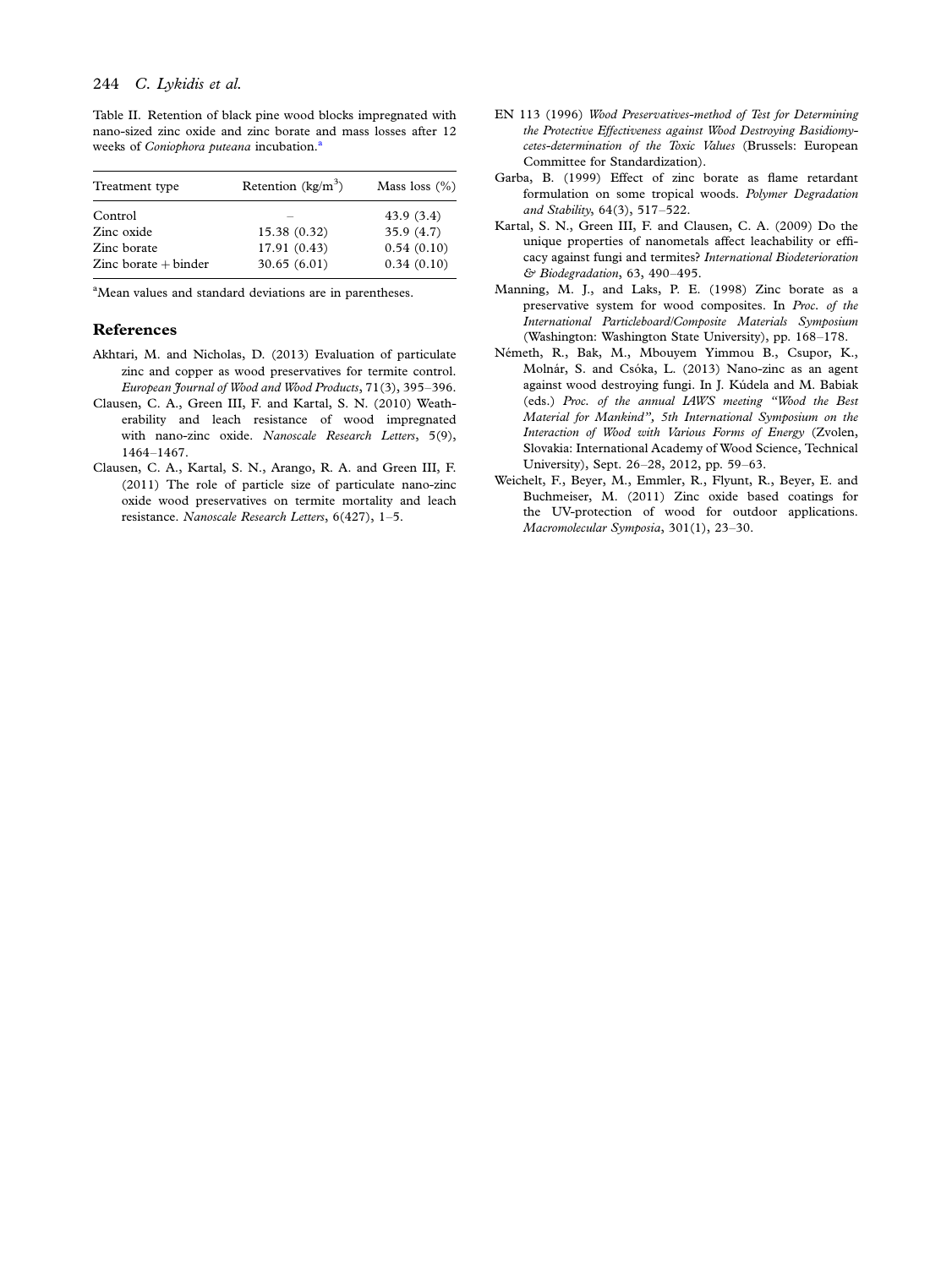Table II. Retention of black pine wood blocks impregnated with nano-sized zinc oxide and zinc borate and mass losses after 12 weeks of *Coniophora puteana* incubation.[a]

| Treatment type | Retention (kg/m$^3$) | Mass loss (%) |
|---|---|---|
| Control | – | 43.9 (3.4) |
| Zinc oxide | 15.38 (0.32) | 35.9 (4.7) |
| Zinc borate | 17.91 (0.43) | 0.54 (0.10) |
| Zinc borate + binder | 30.65 (6.01) | 0.34 (0.10) |

[a]Mean values and standard deviations are in parentheses.

## References

Akhtari, M. and Nicholas, D. (2013) Evaluation of particulate zinc and copper as wood preservatives for termite control. *European Journal of Wood and Wood Products*, 71(3), 395–396.

Clausen, C. A., Green III, F. and Kartal, S. N. (2010) Weatherability and leach resistance of wood impregnated with nano-zinc oxide. *Nanoscale Research Letters*, 5(9), 1464–1467.

Clausen, C. A., Kartal, S. N., Arango, R. A. and Green III, F. (2011) The role of particle size of particulate nano-zinc oxide wood preservatives on termite mortality and leach resistance. *Nanoscale Research Letters*, 6(427), 1–5.

EN 113 (1996) *Wood Preservatives-method of Test for Determining the Protective Effectiveness against Wood Destroying Basidiomycetes-determination of the Toxic Values* (Brussels: European Committee for Standardization).

Garba, B. (1999) Effect of zinc borate as flame retardant formulation on some tropical woods. *Polymer Degradation and Stability*, 64(3), 517–522.

Kartal, S. N., Green III, F. and Clausen, C. A. (2009) Do the unique properties of nanometals affect leachability or efficacy against fungi and termites? *International Biodeterioration & Biodegradation*, 63, 490–495.

Manning, M. J., and Laks, P. E. (1998) Zinc borate as a preservative system for wood composites. In *Proc. of the International Particleboard/Composite Materials Symposium* (Washington: Washington State University), pp. 168–178.

Németh, R., Bak, M., Mbouyem Yimmou B., Csupor, K., Molnár, S. and Csóka, L. (2013) Nano-zinc as an agent against wood destroying fungi. In J. Kúdela and M. Babiak (eds.) *Proc. of the annual IAWS meeting "Wood the Best Material for Mankind", 5th International Symposium on the Interaction of Wood with Various Forms of Energy* (Zvolen, Slovakia: International Academy of Wood Science, Technical University), Sept. 26–28, 2012, pp. 59–63.

Weichelt, F., Beyer, M., Emmler, R., Flyunt, R., Beyer, E. and Buchmeiser, M. (2011) Zinc oxide based coatings for the UV-protection of wood for outdoor applications. *Macromolecular Symposia*, 301(1), 23–30.